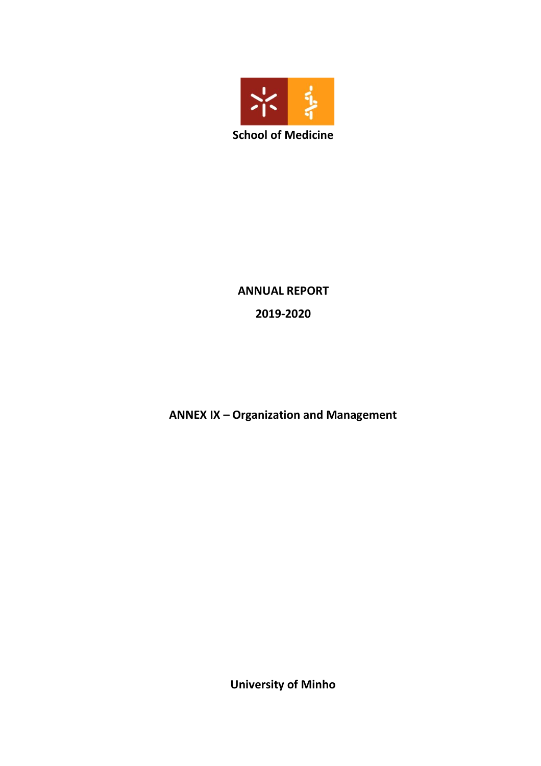School of Medicine

**ANNUAL REPORT**

**2019-2020**

**ANNEX IX – Organization and Management**

**University of Minho**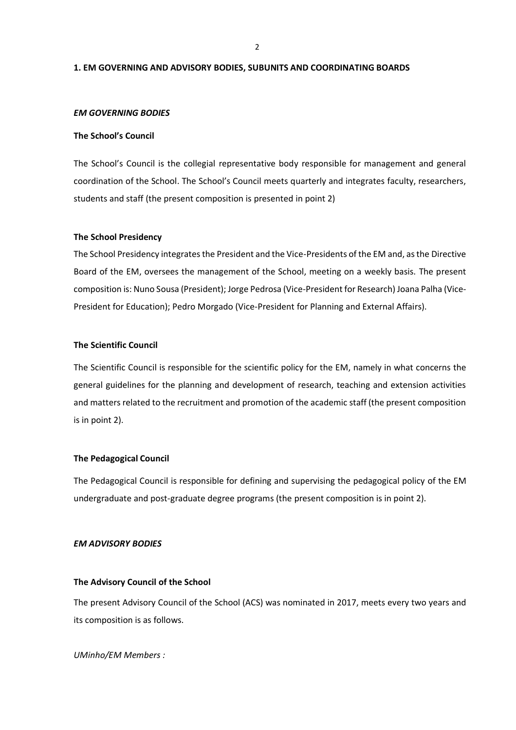## 1. EM GOVERNING AND ADVISORY BODIES, SUBUNITS AND COORDINATING BOARDS

### *EM GOVERNING BODIES*

#### The School's Council

The School's Council is the collegial representative body responsible for management and general coordination of the School. The School's Council meets quarterly and integrates faculty, researchers, students and staff (the present composition is presented in point 2)

#### The School Presidency

The School Presidency integrates the President and the Vice-Presidents of the EM and, as the Directive Board of the EM, oversees the management of the School, meeting on a weekly basis. The present composition is: Nuno Sousa (President); Jorge Pedrosa (Vice-President for Research) Joana Palha (Vice-President for Education); Pedro Morgado (Vice-President for Planning and External Affairs).

#### The Scientific Council

The Scientific Council is responsible for the scientific policy for the EM, namely in what concerns the general guidelines for the planning and development of research, teaching and extension activities and matters related to the recruitment and promotion of the academic staff (the present composition is in point 2).

#### The Pedagogical Council

The Pedagogical Council is responsible for defining and supervising the pedagogical policy of the EM undergraduate and post-graduate degree programs (the present composition is in point 2).

### *EM ADVISORY BODIES*

#### The Advisory Council of the School

The present Advisory Council of the School (ACS) was nominated in 2017, meets every two years and its composition is as follows.

*UMinho/EM Members :*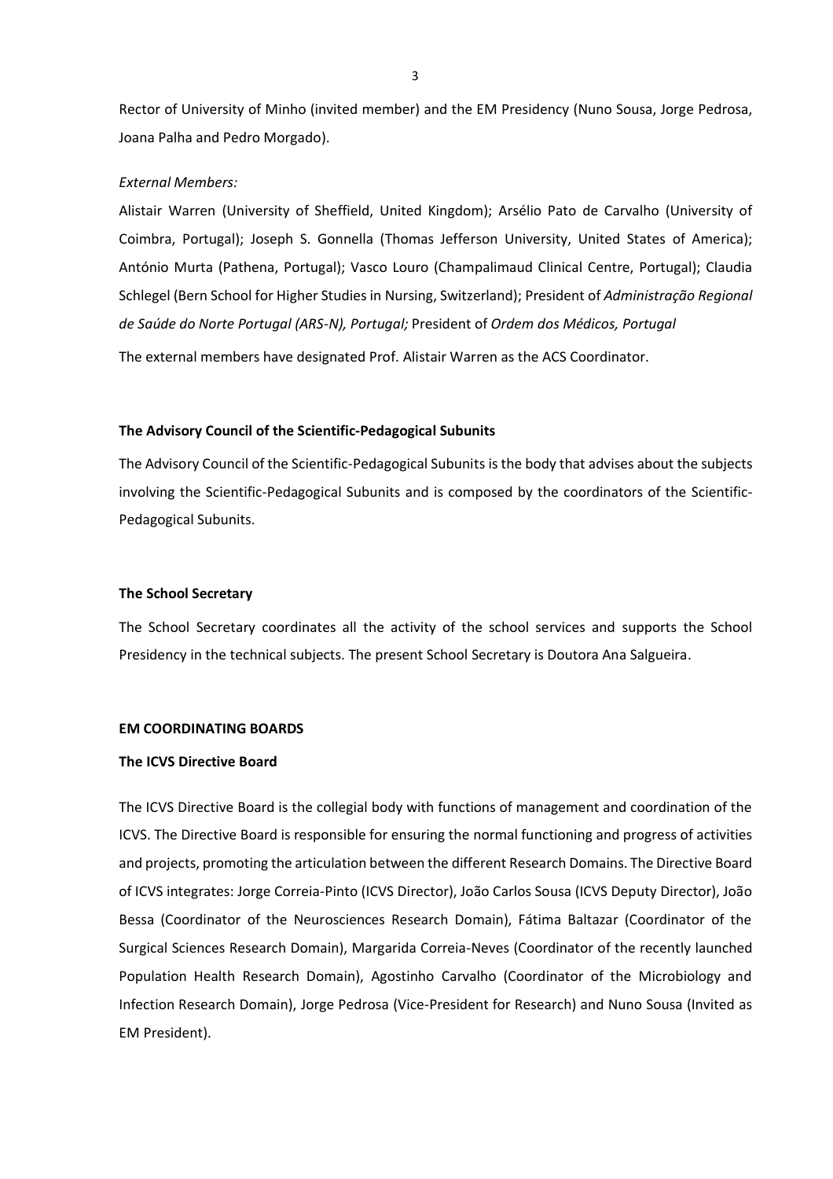Rector of University of Minho (invited member) and the EM Presidency (Nuno Sousa, Jorge Pedrosa, Joana Palha and Pedro Morgado).

*External Members:*

Alistair Warren (University of Sheffield, United Kingdom); Arsélio Pato de Carvalho (University of Coimbra, Portugal); Joseph S. Gonnella (Thomas Jefferson University, United States of America); António Murta (Pathena, Portugal); Vasco Louro (Champalimaud Clinical Centre, Portugal); Claudia Schlegel (Bern School for Higher Studies in Nursing, Switzerland); President of *Administração Regional de Saúde do Norte Portugal (ARS-N), Portugal;* President of *Ordem dos Médicos, Portugal*

The external members have designated Prof. Alistair Warren as the ACS Coordinator.

**The Advisory Council of the Scientific-Pedagogical Subunits**

The Advisory Council of the Scientific-Pedagogical Subunits is the body that advises about the subjects involving the Scientific-Pedagogical Subunits and is composed by the coordinators of the Scientific-Pedagogical Subunits.

**The School Secretary**

The School Secretary coordinates all the activity of the school services and supports the School Presidency in the technical subjects. The present School Secretary is Doutora Ana Salgueira.

**EM COORDINATING BOARDS**

**The ICVS Directive Board**

The ICVS Directive Board is the collegial body with functions of management and coordination of the ICVS. The Directive Board is responsible for ensuring the normal functioning and progress of activities and projects, promoting the articulation between the different Research Domains. The Directive Board of ICVS integrates: Jorge Correia-Pinto (ICVS Director), João Carlos Sousa (ICVS Deputy Director), João Bessa (Coordinator of the Neurosciences Research Domain), Fátima Baltazar (Coordinator of the Surgical Sciences Research Domain), Margarida Correia-Neves (Coordinator of the recently launched Population Health Research Domain), Agostinho Carvalho (Coordinator of the Microbiology and Infection Research Domain), Jorge Pedrosa (Vice-President for Research) and Nuno Sousa (Invited as EM President).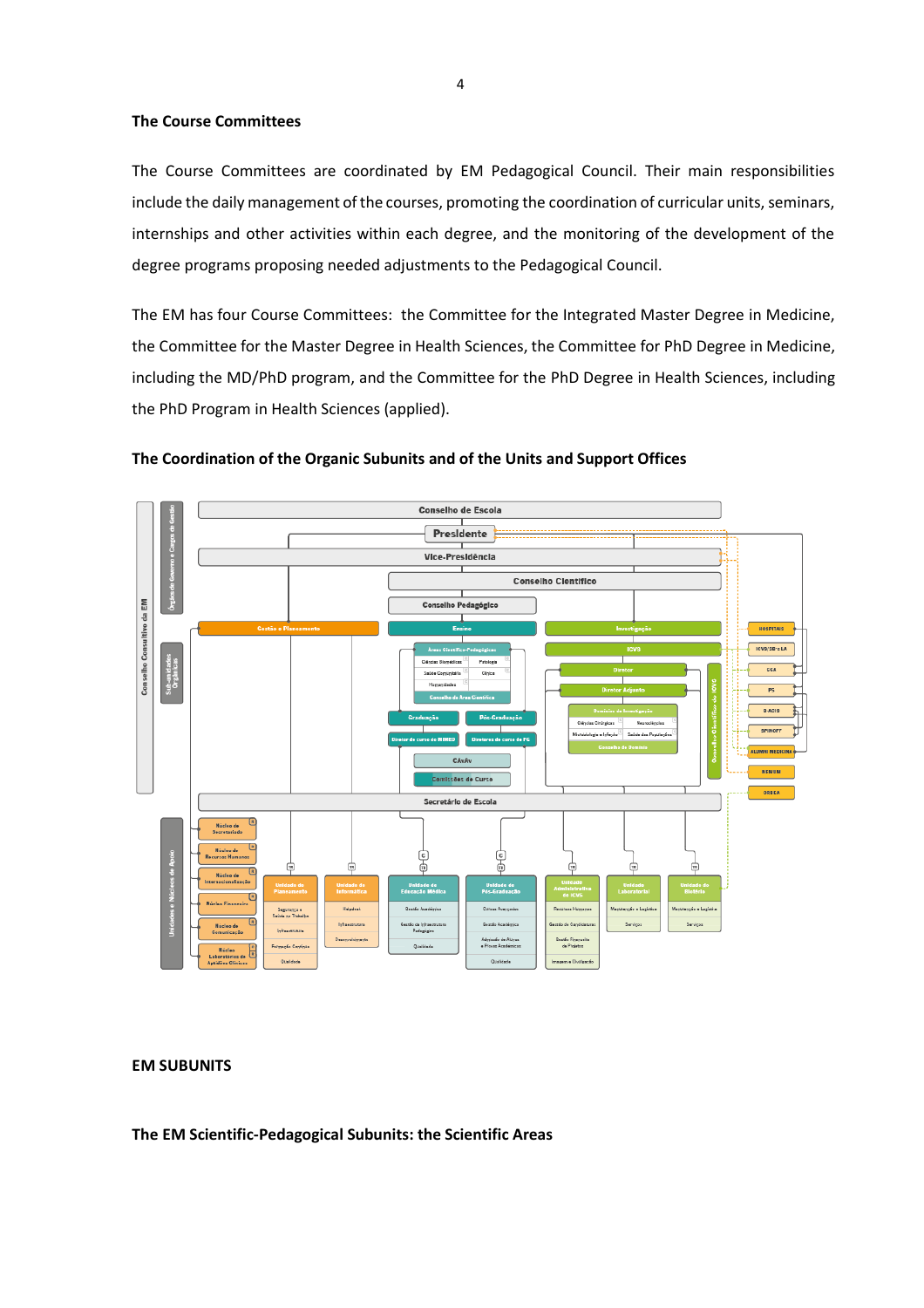## The Course Committees

The Course Committees are coordinated by EM Pedagogical Council. Their main responsibilities include the daily management of the courses, promoting the coordination of curricular units, seminars, internships and other activities within each degree, and the monitoring of the development of the degree programs proposing needed adjustments to the Pedagogical Council.

The EM has four Course Committees: the Committee for the Integrated Master Degree in Medicine, the Committee for the Master Degree in Health Sciences, the Committee for PhD Degree in Medicine, including the MD/PhD program, and the Committee for the PhD Degree in Health Sciences, including the PhD Program in Health Sciences (applied).

## The Coordination of the Organic Subunits and of the Units and Support Offices

## EM SUBUNITS

## The EM Scientific-Pedagogical Subunits: the Scientific Areas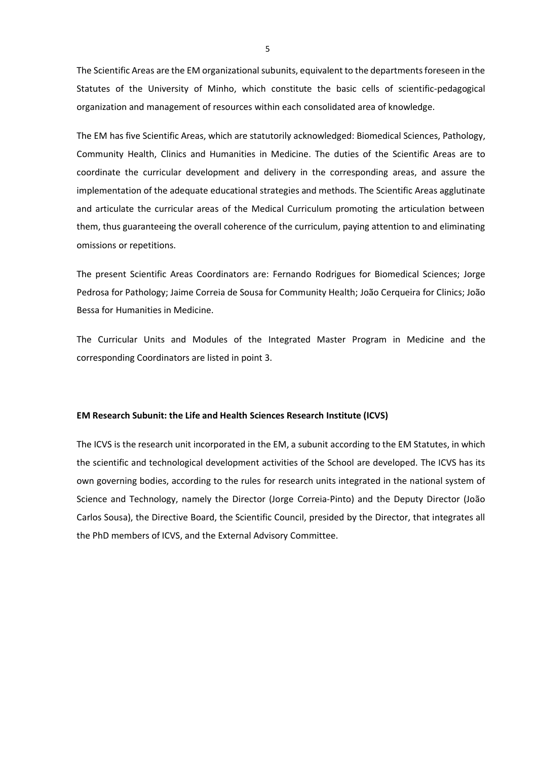The Scientific Areas are the EM organizational subunits, equivalent to the departments foreseen in the Statutes of the University of Minho, which constitute the basic cells of scientific-pedagogical organization and management of resources within each consolidated area of knowledge.

The EM has five Scientific Areas, which are statutorily acknowledged: Biomedical Sciences, Pathology, Community Health, Clinics and Humanities in Medicine. The duties of the Scientific Areas are to coordinate the curricular development and delivery in the corresponding areas, and assure the implementation of the adequate educational strategies and methods. The Scientific Areas agglutinate and articulate the curricular areas of the Medical Curriculum promoting the articulation between them, thus guaranteeing the overall coherence of the curriculum, paying attention to and eliminating omissions or repetitions.

The present Scientific Areas Coordinators are: Fernando Rodrigues for Biomedical Sciences; Jorge Pedrosa for Pathology; Jaime Correia de Sousa for Community Health; João Cerqueira for Clinics; João Bessa for Humanities in Medicine.

The Curricular Units and Modules of the Integrated Master Program in Medicine and the corresponding Coordinators are listed in point 3.

**EM Research Subunit: the Life and Health Sciences Research Institute (ICVS)**

The ICVS is the research unit incorporated in the EM, a subunit according to the EM Statutes, in which the scientific and technological development activities of the School are developed. The ICVS has its own governing bodies, according to the rules for research units integrated in the national system of Science and Technology, namely the Director (Jorge Correia-Pinto) and the Deputy Director (João Carlos Sousa), the Directive Board, the Scientific Council, presided by the Director, that integrates all the PhD members of ICVS, and the External Advisory Committee.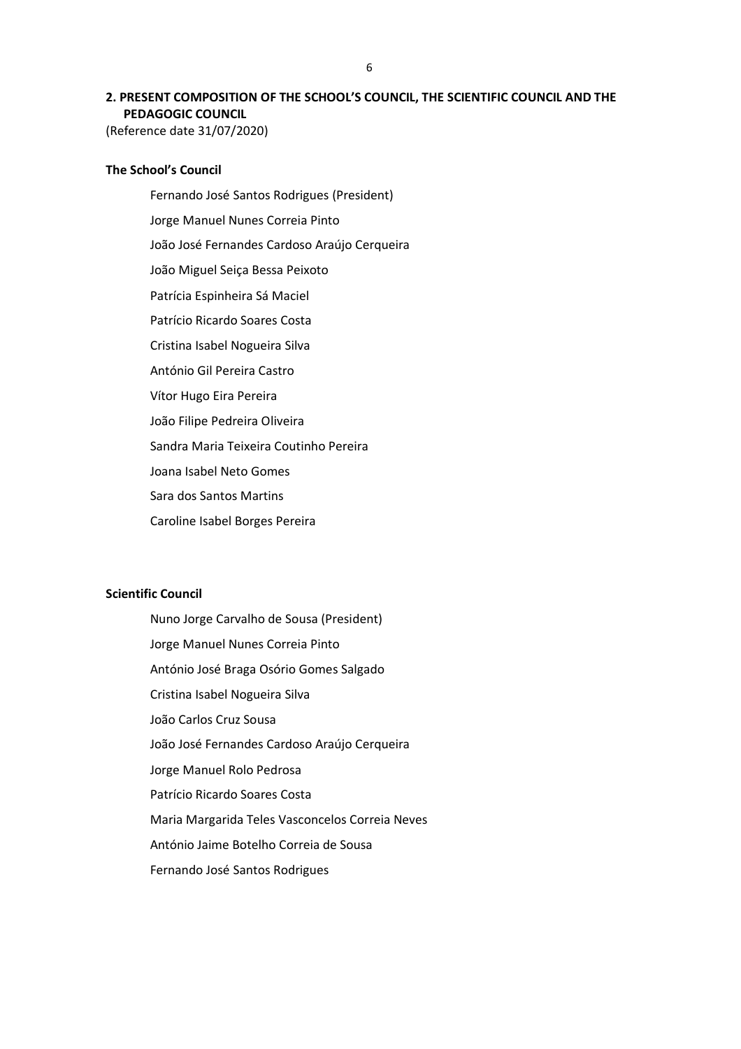## 2. PRESENT COMPOSITION OF THE SCHOOL'S COUNCIL, THE SCIENTIFIC COUNCIL AND THE PEDAGOGIC COUNCIL

(Reference date 31/07/2020)

### The School's Council

Fernando José Santos Rodrigues (President)

Jorge Manuel Nunes Correia Pinto

João José Fernandes Cardoso Araújo Cerqueira

João Miguel Seiça Bessa Peixoto

Patrícia Espinheira Sá Maciel

Patrício Ricardo Soares Costa

Cristina Isabel Nogueira Silva

António Gil Pereira Castro

Vítor Hugo Eira Pereira

João Filipe Pedreira Oliveira

Sandra Maria Teixeira Coutinho Pereira

Joana Isabel Neto Gomes

Sara dos Santos Martins

Caroline Isabel Borges Pereira

### Scientific Council

Nuno Jorge Carvalho de Sousa (President)

Jorge Manuel Nunes Correia Pinto

António José Braga Osório Gomes Salgado

Cristina Isabel Nogueira Silva

João Carlos Cruz Sousa

João José Fernandes Cardoso Araújo Cerqueira

Jorge Manuel Rolo Pedrosa

Patrício Ricardo Soares Costa

Maria Margarida Teles Vasconcelos Correia Neves

António Jaime Botelho Correia de Sousa

Fernando José Santos Rodrigues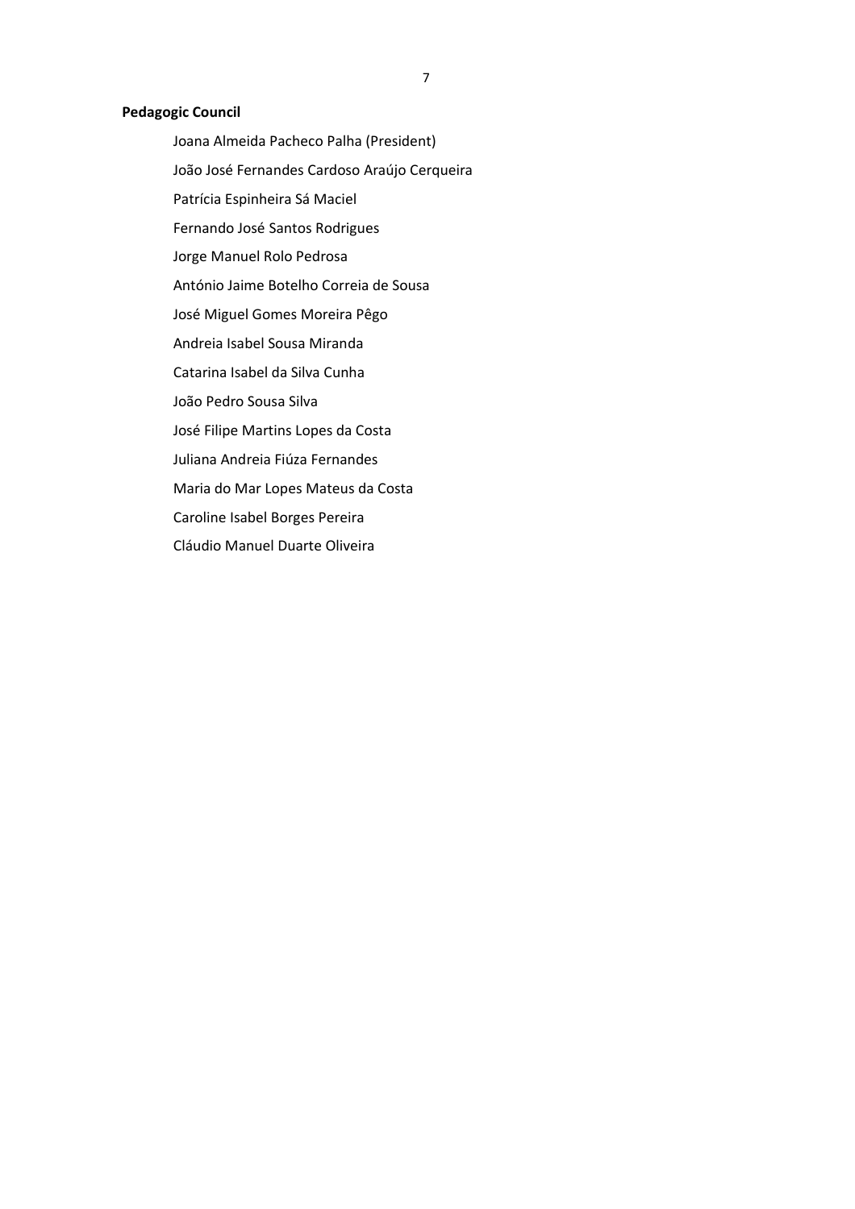**Pedagogic Council**

Joana Almeida Pacheco Palha (President)

João José Fernandes Cardoso Araújo Cerqueira

Patrícia Espinheira Sá Maciel

Fernando José Santos Rodrigues

Jorge Manuel Rolo Pedrosa

António Jaime Botelho Correia de Sousa

José Miguel Gomes Moreira Pêgo

Andreia Isabel Sousa Miranda

Catarina Isabel da Silva Cunha

João Pedro Sousa Silva

José Filipe Martins Lopes da Costa

Juliana Andreia Fiúza Fernandes

Maria do Mar Lopes Mateus da Costa

Caroline Isabel Borges Pereira

Cláudio Manuel Duarte Oliveira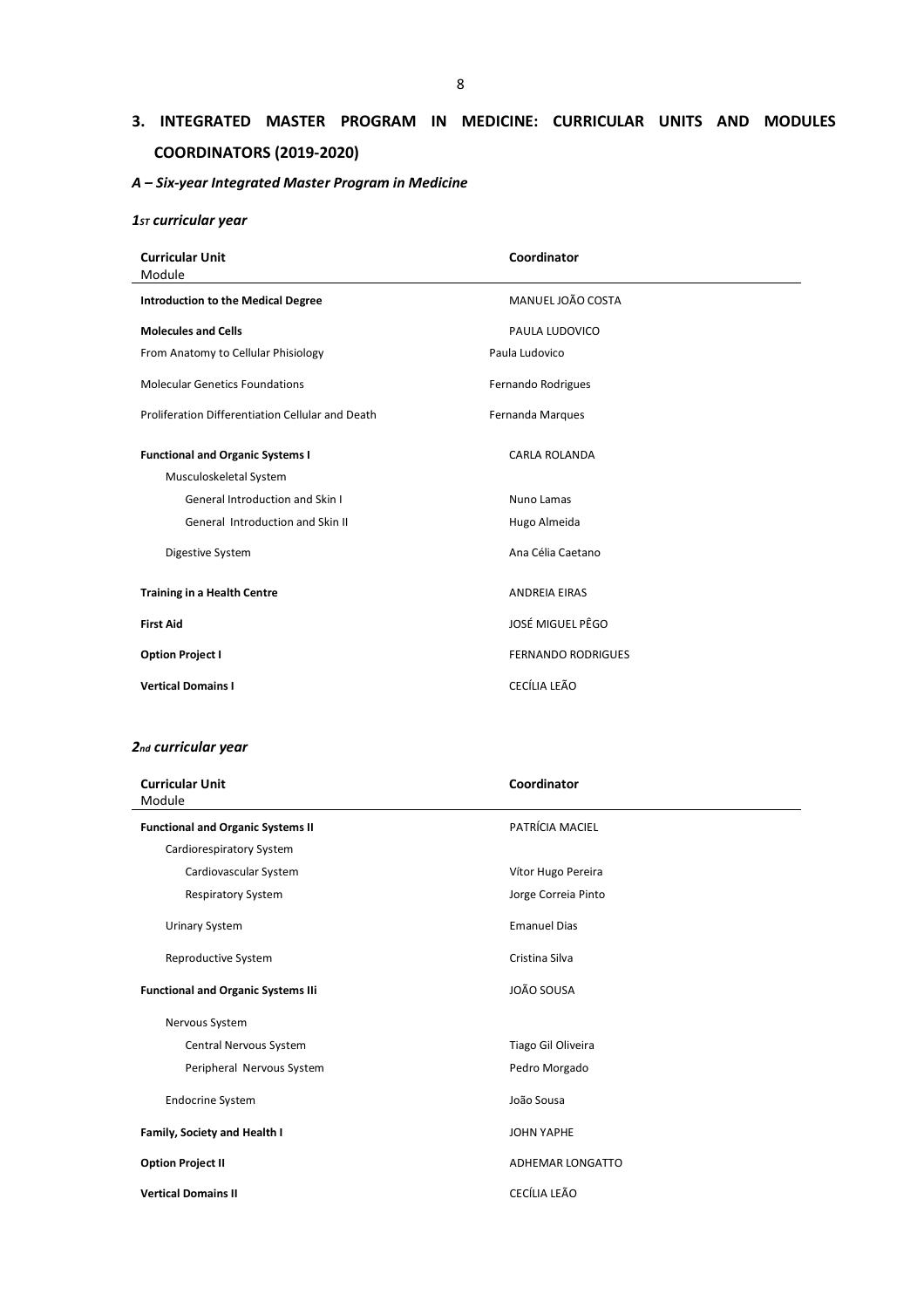## 3. INTEGRATED MASTER PROGRAM IN MEDICINE: CURRICULAR UNITS AND MODULES COORDINATORS (2019-2020)

### *A – Six-year Integrated Master Program in Medicine*

#### *1ST curricular year*

| **Curricular Unit** Module | **Coordinator** |
|---|---|
| **Introduction to the Medical Degree** | MANUEL JOÃO COSTA |
| **Molecules and Cells** | PAULA LUDOVICO |
| From Anatomy to Cellular Phisiology | Paula Ludovico |
| Molecular Genetics Foundations | Fernando Rodrigues |
| Proliferation Differentiation Cellular and Death | Fernanda Marques |
| **Functional and Organic Systems I** | CARLA ROLANDA |
| Musculoskeletal System | |
| General Introduction and Skin I | Nuno Lamas |
| General Introduction and Skin II | Hugo Almeida |
| Digestive System | Ana Célia Caetano |
| **Training in a Health Centre** | ANDREIA EIRAS |
| **First Aid** | JOSÉ MIGUEL PÊGO |
| **Option Project I** | FERNANDO RODRIGUES |
| **Vertical Domains I** | CECÍLIA LEÃO |

#### *2nd curricular year*

| **Curricular Unit** Module | **Coordinator** |
|---|---|
| **Functional and Organic Systems II** | PATRÍCIA MACIEL |
| Cardiorespiratory System | |
| Cardiovascular System | Vítor Hugo Pereira |
| Respiratory System | Jorge Correia Pinto |
| Urinary System | Emanuel Dias |
| Reproductive System | Cristina Silva |
| **Functional and Organic Systems IIi** | JOÃO SOUSA |
| Nervous System | |
| Central Nervous System | Tiago Gil Oliveira |
| Peripheral Nervous System | Pedro Morgado |
| Endocrine System | João Sousa |
| **Family, Society and Health I** | JOHN YAPHE |
| **Option Project II** | ADHEMAR LONGATTO |
| **Vertical Domains II** | CECÍLIA LEÃO |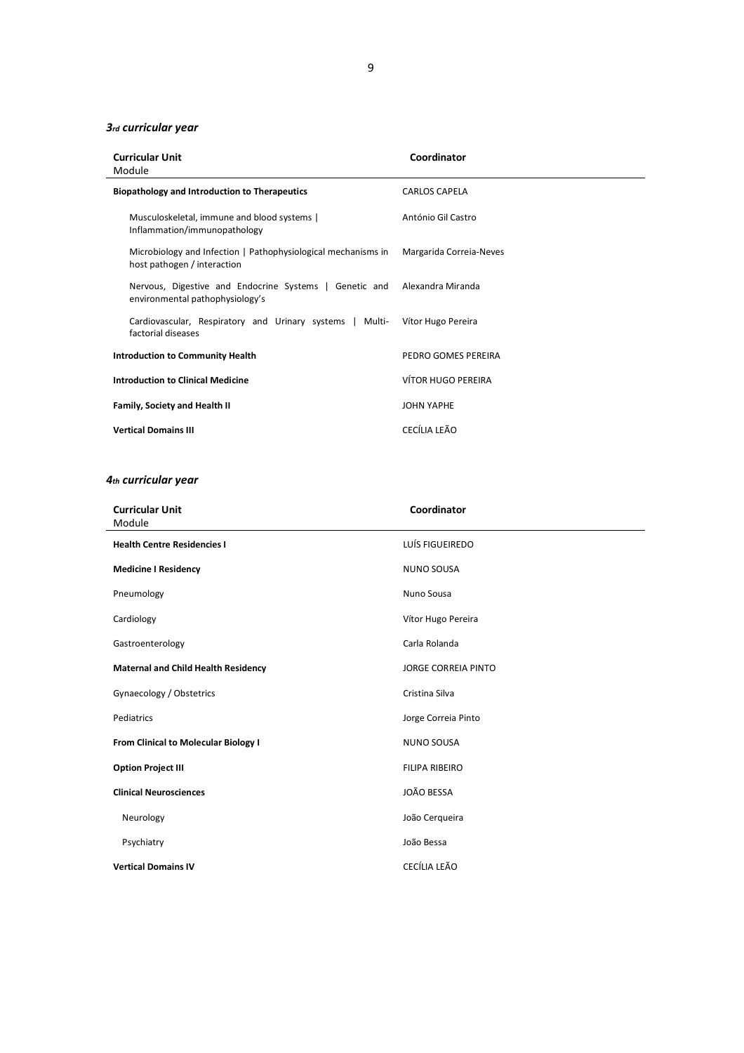### *3rd curricular year*

| **Curricular Unit**<br>Module | **Coordinator** |
|---|---|
| **Biopathology and Introduction to Therapeutics** | CARLOS CAPELA |
| Musculoskeletal, immune and blood systems \| Inflammation/immunopathology | António Gil Castro |
| Microbiology and Infection \| Pathophysiological mechanisms in host pathogen / interaction | Margarida Correia-Neves |
| Nervous, Digestive and Endocrine Systems \| Genetic and environmental pathophysiology's | Alexandra Miranda |
| Cardiovascular, Respiratory and Urinary systems \| Multi-factorial diseases | Vítor Hugo Pereira |
| **Introduction to Community Health** | PEDRO GOMES PEREIRA |
| **Introduction to Clinical Medicine** | VÍTOR HUGO PEREIRA |
| **Family, Society and Health II** | JOHN YAPHE |
| **Vertical Domains III** | CECÍLIA LEÃO |

### *4th curricular year*

| **Curricular Unit**<br>Module | **Coordinator** |
|---|---|
| **Health Centre Residencies I** | LUÍS FIGUEIREDO |
| **Medicine I Residency** | NUNO SOUSA |
| Pneumology | Nuno Sousa |
| Cardiology | Vítor Hugo Pereira |
| Gastroenterology | Carla Rolanda |
| **Maternal and Child Health Residency** | JORGE CORREIA PINTO |
| Gynaecology / Obstetrics | Cristina Silva |
| Pediatrics | Jorge Correia Pinto |
| **From Clinical to Molecular Biology I** | NUNO SOUSA |
| **Option Project III** | FILIPA RIBEIRO |
| **Clinical Neurosciences** | JOÃO BESSA |
| Neurology | João Cerqueira |
| Psychiatry | João Bessa |
| **Vertical Domains IV** | CECÍLIA LEÃO |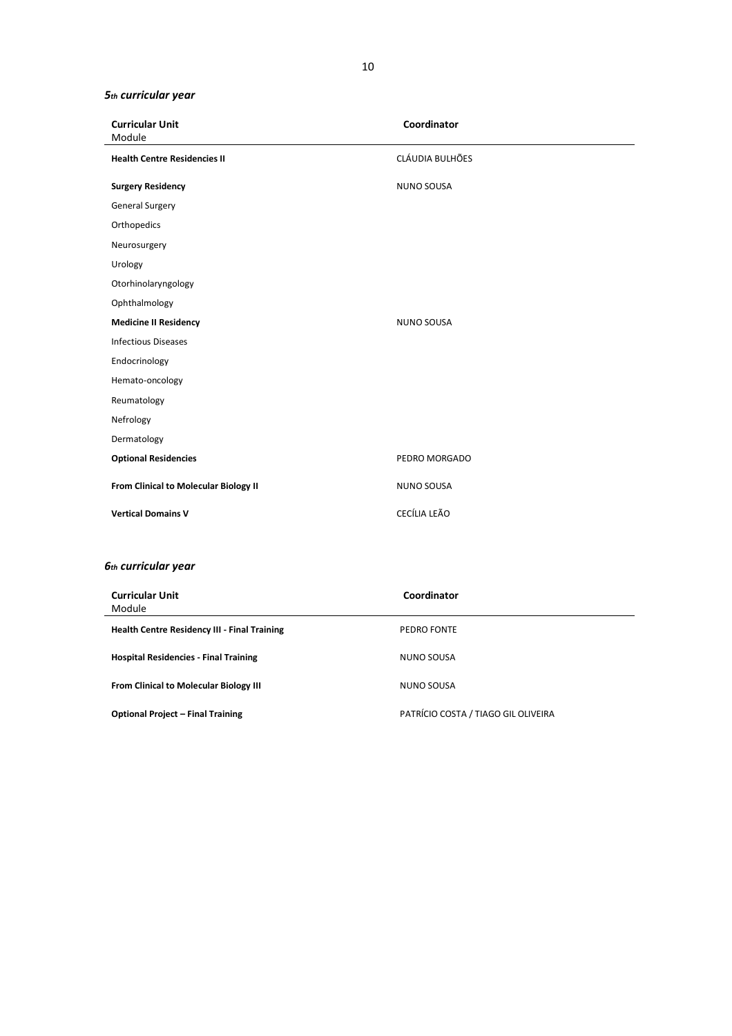### *5th curricular year*

| Curricular Unit<br>Module | Coordinator |
|---|---|
| **Health Centre Residencies II** | CLÁUDIA BULHÕES |
| **Surgery Residency** | NUNO SOUSA |
| General Surgery | |
| Orthopedics | |
| Neurosurgery | |
| Urology | |
| Otorhinolaryngology | |
| Ophthalmology | |
| **Medicine II Residency** | NUNO SOUSA |
| Infectious Diseases | |
| Endocrinology | |
| Hemato-oncology | |
| Reumatology | |
| Nefrology | |
| Dermatology | |
| **Optional Residencies** | PEDRO MORGADO |
| **From Clinical to Molecular Biology II** | NUNO SOUSA |
| **Vertical Domains V** | CECÍLIA LEÃO |

### *6th curricular year*

| Curricular Unit<br>Module | Coordinator |
|---|---|
| **Health Centre Residency III - Final Training** | PEDRO FONTE |
| **Hospital Residencies - Final Training** | NUNO SOUSA |
| **From Clinical to Molecular Biology III** | NUNO SOUSA |
| **Optional Project – Final Training** | PATRÍCIO COSTA / TIAGO GIL OLIVEIRA |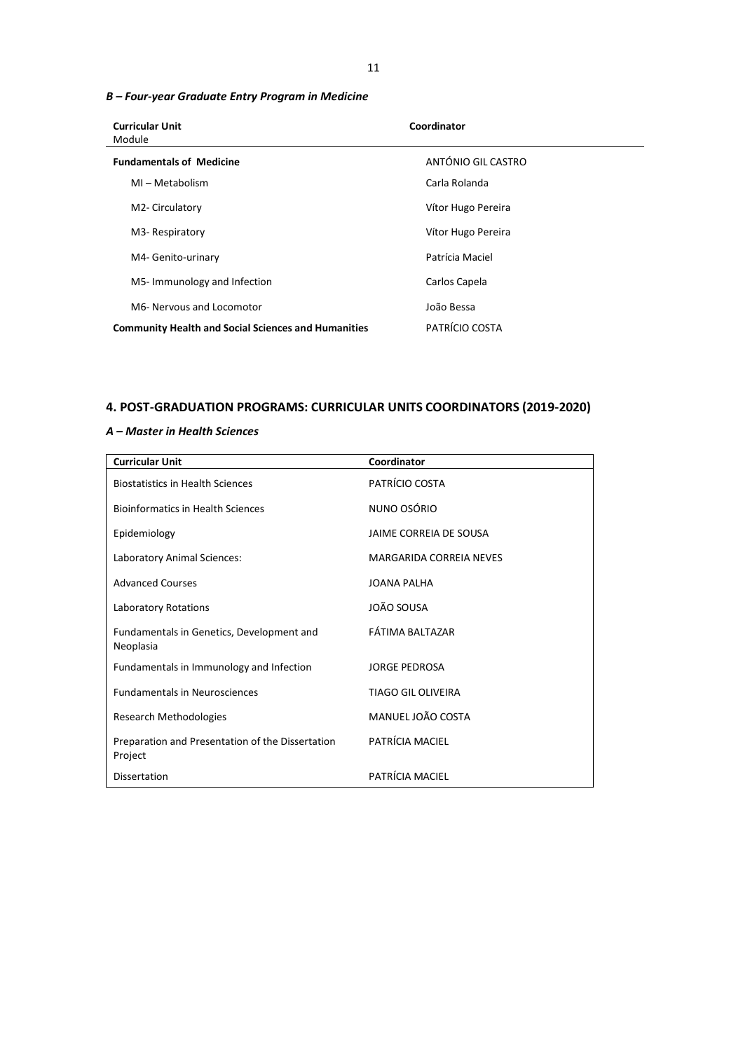### *B – Four-year Graduate Entry Program in Medicine*

| **Curricular Unit** Module | **Coordinator** |
|---|---|
| **Fundamentals of Medicine** | ANTÓNIO GIL CASTRO |
| MI – Metabolism | Carla Rolanda |
| M2- Circulatory | Vítor Hugo Pereira |
| M3- Respiratory | Vítor Hugo Pereira |
| M4- Genito-urinary | Patrícia Maciel |
| M5- Immunology and Infection | Carlos Capela |
| M6- Nervous and Locomotor | João Bessa |
| **Community Health and Social Sciences and Humanities** | PATRÍCIO COSTA |

## 4. POST-GRADUATION PROGRAMS: CURRICULAR UNITS COORDINATORS (2019-2020)

### *A – Master in Health Sciences*

| **Curricular Unit** | **Coordinator** |
|---|---|
| Biostatistics in Health Sciences | PATRÍCIO COSTA |
| Bioinformatics in Health Sciences | NUNO OSÓRIO |
| Epidemiology | JAIME CORREIA DE SOUSA |
| Laboratory Animal Sciences: | MARGARIDA CORREIA NEVES |
| Advanced Courses | JOANA PALHA |
| Laboratory Rotations | JOÃO SOUSA |
| Fundamentals in Genetics, Development and Neoplasia | FÁTIMA BALTAZAR |
| Fundamentals in Immunology and Infection | JORGE PEDROSA |
| Fundamentals in Neurosciences | TIAGO GIL OLIVEIRA |
| Research Methodologies | MANUEL JOÃO COSTA |
| Preparation and Presentation of the Dissertation Project | PATRÍCIA MACIEL |
| Dissertation | PATRÍCIA MACIEL |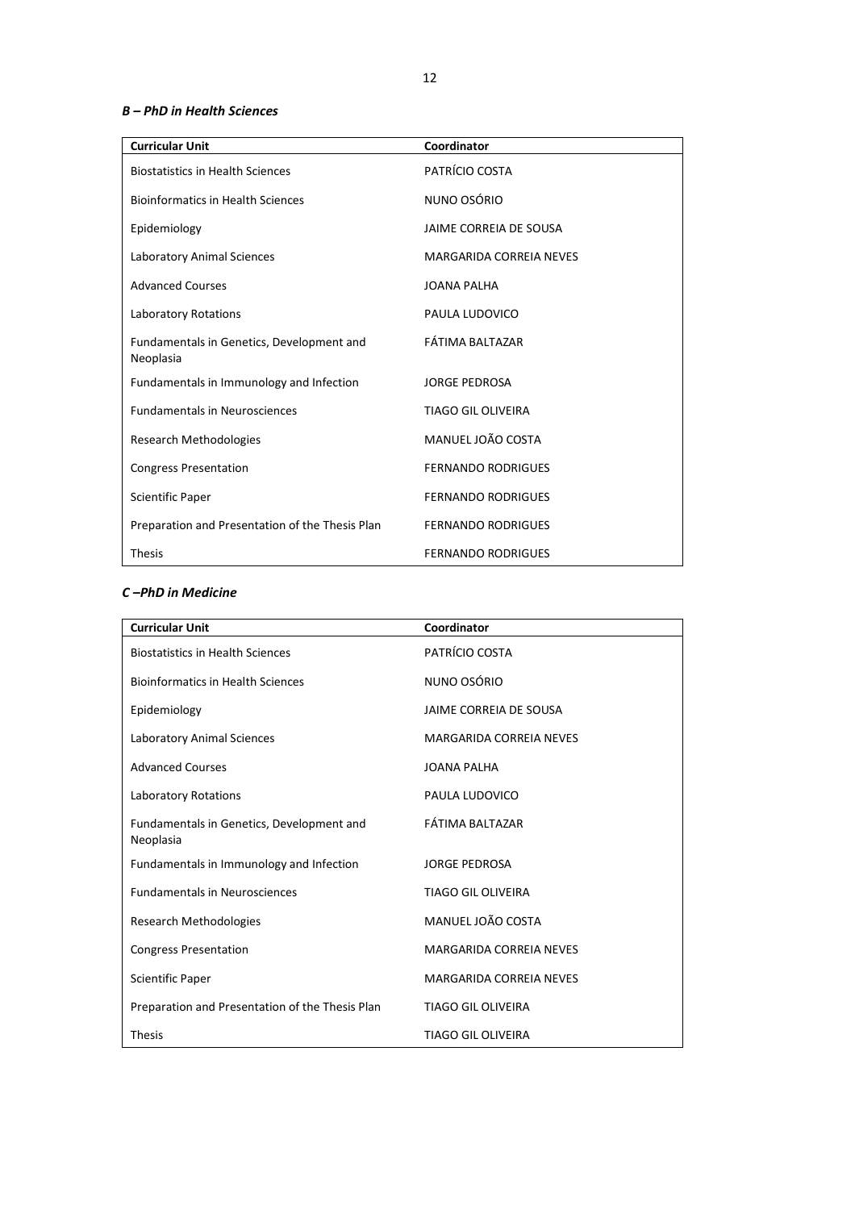### *B – PhD in Health Sciences*

| Curricular Unit | Coordinator |
|---|---|
| Biostatistics in Health Sciences | PATRÍCIO COSTA |
| Bioinformatics in Health Sciences | NUNO OSÓRIO |
| Epidemiology | JAIME CORREIA DE SOUSA |
| Laboratory Animal Sciences | MARGARIDA CORREIA NEVES |
| Advanced Courses | JOANA PALHA |
| Laboratory Rotations | PAULA LUDOVICO |
| Fundamentals in Genetics, Development and Neoplasia | FÁTIMA BALTAZAR |
| Fundamentals in Immunology and Infection | JORGE PEDROSA |
| Fundamentals in Neurosciences | TIAGO GIL OLIVEIRA |
| Research Methodologies | MANUEL JOÃO COSTA |
| Congress Presentation | FERNANDO RODRIGUES |
| Scientific Paper | FERNANDO RODRIGUES |
| Preparation and Presentation of the Thesis Plan | FERNANDO RODRIGUES |
| Thesis | FERNANDO RODRIGUES |

### *C –PhD in Medicine*

| Curricular Unit | Coordinator |
|---|---|
| Biostatistics in Health Sciences | PATRÍCIO COSTA |
| Bioinformatics in Health Sciences | NUNO OSÓRIO |
| Epidemiology | JAIME CORREIA DE SOUSA |
| Laboratory Animal Sciences | MARGARIDA CORREIA NEVES |
| Advanced Courses | JOANA PALHA |
| Laboratory Rotations | PAULA LUDOVICO |
| Fundamentals in Genetics, Development and Neoplasia | FÁTIMA BALTAZAR |
| Fundamentals in Immunology and Infection | JORGE PEDROSA |
| Fundamentals in Neurosciences | TIAGO GIL OLIVEIRA |
| Research Methodologies | MANUEL JOÃO COSTA |
| Congress Presentation | MARGARIDA CORREIA NEVES |
| Scientific Paper | MARGARIDA CORREIA NEVES |
| Preparation and Presentation of the Thesis Plan | TIAGO GIL OLIVEIRA |
| Thesis | TIAGO GIL OLIVEIRA |